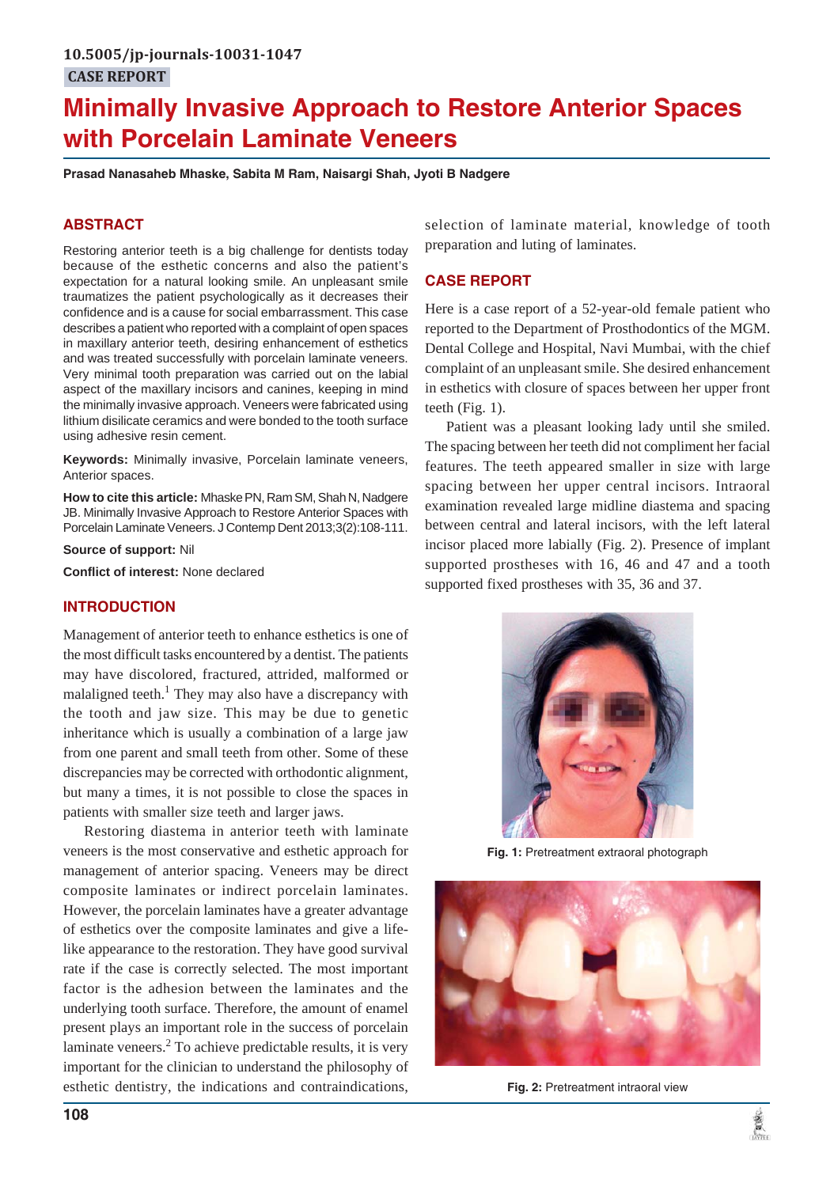10.5005/jp-journals-10031-1047

CASE REPORT

# Minimally Invasive Approach to Restore Anterior Spaces with Porcelain Laminate Veneers

**Prasad Nanasaheb Mhaske, Sabita M Ram, Naisargi Shah, Jyoti B Nadgere**

## ABSTRACT

Restoring anterior teeth is a big challenge for dentists today because of the esthetic concerns and also the patient's expectation for a natural looking smile. An unpleasant smile traumatizes the patient psychologically as it decreases their confidence and is a cause for social embarrassment. This case describes a patient who reported with a complaint of open spaces in maxillary anterior teeth, desiring enhancement of esthetics and was treated successfully with porcelain laminate veneers. Very minimal tooth preparation was carried out on the labial aspect of the maxillary incisors and canines, keeping in mind the minimally invasive approach. Veneers were fabricated using lithium disilicate ceramics and were bonded to the tooth surface using adhesive resin cement.

**Keywords:** Minimally invasive, Porcelain laminate veneers, Anterior spaces.

**How to cite this article:** Mhaske PN, Ram SM, Shah N, Nadgere JB. Minimally Invasive Approach to Restore Anterior Spaces with Porcelain Laminate Veneers. J Contemp Dent 2013;3(2):108-111.

**Source of support:** Nil

**Conflict of interest:** None declared

## INTRODUCTION

Management of anterior teeth to enhance esthetics is one of the most difficult tasks encountered by a dentist. The patients may have discolored, fractured, attrided, malformed or malaligned teeth.[1] They may also have a discrepancy with the tooth and jaw size. This may be due to genetic inheritance which is usually a combination of a large jaw from one parent and small teeth from other. Some of these discrepancies may be corrected with orthodontic alignment, but many a times, it is not possible to close the spaces in patients with smaller size teeth and larger jaws.

Restoring diastema in anterior teeth with laminate veneers is the most conservative and esthetic approach for management of anterior spacing. Veneers may be direct composite laminates or indirect porcelain laminates. However, the porcelain laminates have a greater advantage of esthetics over the composite laminates and give a life-like appearance to the restoration. They have good survival rate if the case is correctly selected. The most important factor is the adhesion between the laminates and the underlying tooth surface. Therefore, the amount of enamel present plays an important role in the success of porcelain laminate veneers.[2] To achieve predictable results, it is very important for the clinician to understand the philosophy of esthetic dentistry, the indications and contraindications, selection of laminate material, knowledge of tooth preparation and luting of laminates.

## CASE REPORT

Here is a case report of a 52-year-old female patient who reported to the Department of Prosthodontics of the MGM. Dental College and Hospital, Navi Mumbai, with the chief complaint of an unpleasant smile. She desired enhancement in esthetics with closure of spaces between her upper front teeth (Fig. 1).

Patient was a pleasant looking lady until she smiled. The spacing between her teeth did not compliment her facial features. The teeth appeared smaller in size with large spacing between her upper central incisors. Intraoral examination revealed large midline diastema and spacing between central and lateral incisors, with the left lateral incisor placed more labially (Fig. 2). Presence of implant supported prostheses with 16, 46 and 47 and a tooth supported fixed prostheses with 35, 36 and 37.

**Fig. 1:** Pretreatment extraoral photograph

**Fig. 2:** Pretreatment intraoral view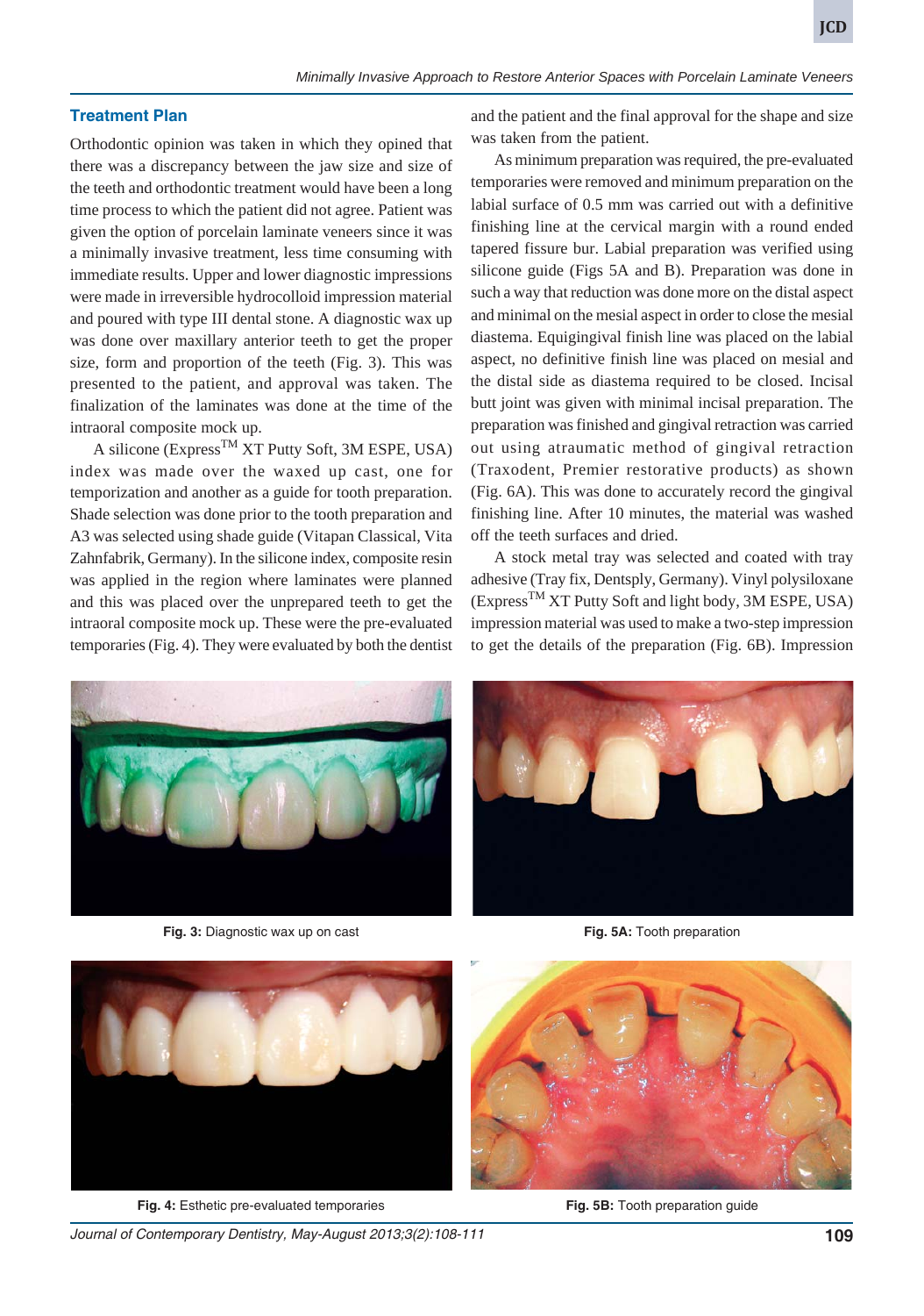## Treatment Plan

Orthodontic opinion was taken in which they opined that there was a discrepancy between the jaw size and size of the teeth and orthodontic treatment would have been a long time process to which the patient did not agree. Patient was given the option of porcelain laminate veneers since it was a minimally invasive treatment, less time consuming with immediate results. Upper and lower diagnostic impressions were made in irreversible hydrocolloid impression material and poured with type III dental stone. A diagnostic wax up was done over maxillary anterior teeth to get the proper size, form and proportion of the teeth (Fig. 3). This was presented to the patient, and approval was taken. The finalization of the laminates was done at the time of the intraoral composite mock up.

A silicone (Express™ XT Putty Soft, 3M ESPE, USA) index was made over the waxed up cast, one for temporization and another as a guide for tooth preparation. Shade selection was done prior to the tooth preparation and A3 was selected using shade guide (Vitapan Classical, Vita Zahnfabrik, Germany). In the silicone index, composite resin was applied in the region where laminates were planned and this was placed over the unprepared teeth to get the intraoral composite mock up. These were the pre-evaluated temporaries (Fig. 4). They were evaluated by both the dentist and the patient and the final approval for the shape and size was taken from the patient.

As minimum preparation was required, the pre-evaluated temporaries were removed and minimum preparation on the labial surface of 0.5 mm was carried out with a definitive finishing line at the cervical margin with a round ended tapered fissure bur. Labial preparation was verified using silicone guide (Figs 5A and B). Preparation was done in such a way that reduction was done more on the distal aspect and minimal on the mesial aspect in order to close the mesial diastema. Equigingival finish line was placed on the labial aspect, no definitive finish line was placed on mesial and the distal side as diastema required to be closed. Incisal butt joint was given with minimal incisal preparation. The preparation was finished and gingival retraction was carried out using atraumatic method of gingival retraction (Traxodent, Premier restorative products) as shown (Fig. 6A). This was done to accurately record the gingival finishing line. After 10 minutes, the material was washed off the teeth surfaces and dried.

A stock metal tray was selected and coated with tray adhesive (Tray fix, Dentsply, Germany). Vinyl polysiloxane (Express™ XT Putty Soft and light body, 3M ESPE, USA) impression material was used to make a two-step impression to get the details of the preparation (Fig. 6B). Impression

**Fig. 3:** Diagnostic wax up on cast

**Fig. 5A:** Tooth preparation

**Fig. 4:** Esthetic pre-evaluated temporaries

**Fig. 5B:** Tooth preparation guide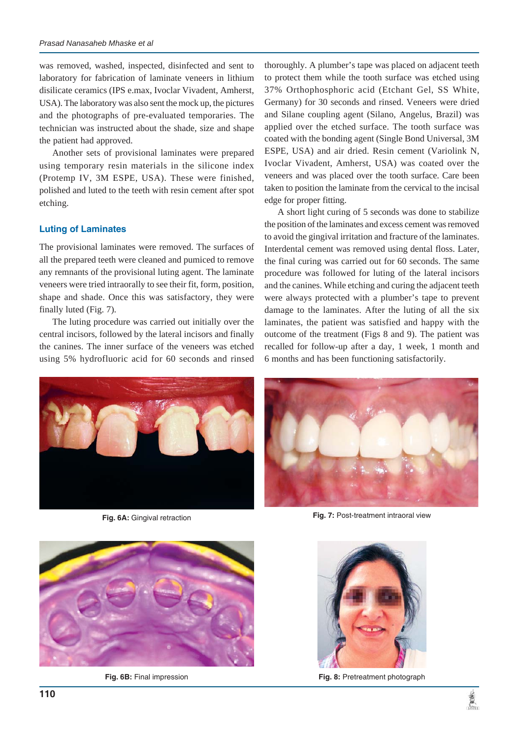was removed, washed, inspected, disinfected and sent to laboratory for fabrication of laminate veneers in lithium disilicate ceramics (IPS e.max, Ivoclar Vivadent, Amherst, USA). The laboratory was also sent the mock up, the pictures and the photographs of pre-evaluated temporaries. The technician was instructed about the shade, size and shape the patient had approved.

Another sets of provisional laminates were prepared using temporary resin materials in the silicone index (Protemp IV, 3M ESPE, USA). These were finished, polished and luted to the teeth with resin cement after spot etching.

## Luting of Laminates

The provisional laminates were removed. The surfaces of all the prepared teeth were cleaned and pumiced to remove any remnants of the provisional luting agent. The laminate veneers were tried intraorally to see their fit, form, position, shape and shade. Once this was satisfactory, they were finally luted (Fig. 7).

The luting procedure was carried out initially over the central incisors, followed by the lateral incisors and finally the canines. The inner surface of the veneers was etched using 5% hydrofluoric acid for 60 seconds and rinsed thoroughly. A plumber's tape was placed on adjacent teeth to protect them while the tooth surface was etched using 37% Orthophosphoric acid (Etchant Gel, SS White, Germany) for 30 seconds and rinsed. Veneers were dried and Silane coupling agent (Silano, Angelus, Brazil) was applied over the etched surface. The tooth surface was coated with the bonding agent (Single Bond Universal, 3M ESPE, USA) and air dried. Resin cement (Variolink N, Ivoclar Vivadent, Amherst, USA) was coated over the veneers and was placed over the tooth surface. Care been taken to position the laminate from the cervical to the incisal edge for proper fitting.

A short light curing of 5 seconds was done to stabilize the position of the laminates and excess cement was removed to avoid the gingival irritation and fracture of the laminates. Interdental cement was removed using dental floss. Later, the final curing was carried out for 60 seconds. The same procedure was followed for luting of the lateral incisors and the canines. While etching and curing the adjacent teeth were always protected with a plumber's tape to prevent damage to the laminates. After the luting of all the six laminates, the patient was satisfied and happy with the outcome of the treatment (Figs 8 and 9). The patient was recalled for follow-up after a day, 1 week, 1 month and 6 months and has been functioning satisfactorily.

**Fig. 6A:** Gingival retraction

**Fig. 7:** Post-treatment intraoral view

**Fig. 6B:** Final impression

**Fig. 8:** Pretreatment photograph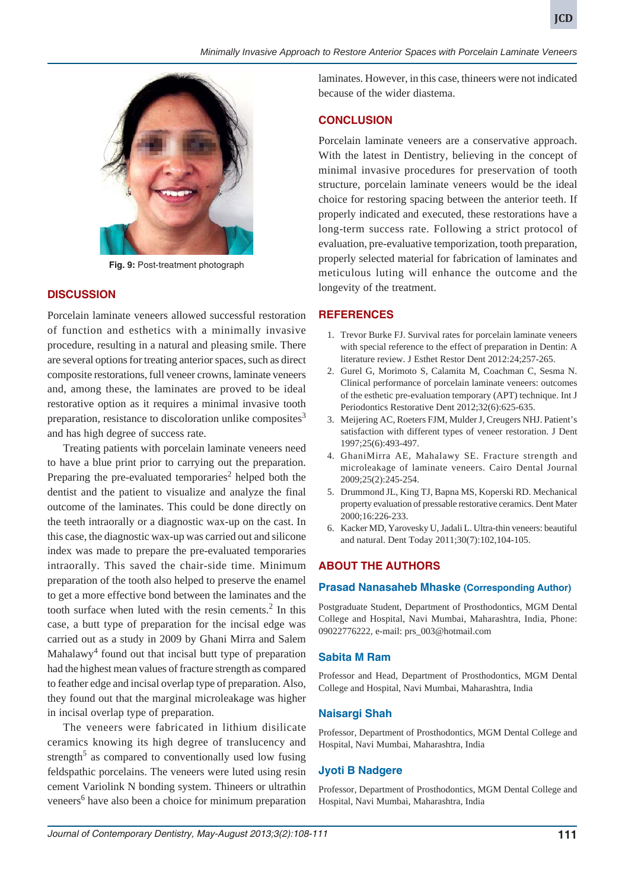Fig. 9: Post-treatment photograph

## DISCUSSION

Porcelain laminate veneers allowed successful restoration of function and esthetics with a minimally invasive procedure, resulting in a natural and pleasing smile. There are several options for treating anterior spaces, such as direct composite restorations, full veneer crowns, laminate veneers and, among these, the laminates are proved to be ideal restorative option as it requires a minimal invasive tooth preparation, resistance to discoloration unlike composites[3] and has high degree of success rate.

Treating patients with porcelain laminate veneers need to have a blue print prior to carrying out the preparation. Preparing the pre-evaluated temporaries[2] helped both the dentist and the patient to visualize and analyze the final outcome of the laminates. This could be done directly on the teeth intraorally or a diagnostic wax-up on the cast. In this case, the diagnostic wax-up was carried out and silicone index was made to prepare the pre-evaluated temporaries intraorally. This saved the chair-side time. Minimum preparation of the tooth also helped to preserve the enamel to get a more effective bond between the laminates and the tooth surface when luted with the resin cements.[2] In this case, a butt type of preparation for the incisal edge was carried out as a study in 2009 by Ghani Mirra and Salem Mahalawy[4] found out that incisal butt type of preparation had the highest mean values of fracture strength as compared to feather edge and incisal overlap type of preparation. Also, they found out that the marginal microleakage was higher in incisal overlap type of preparation.

The veneers were fabricated in lithium disilicate ceramics knowing its high degree of translucency and strength[5] as compared to conventionally used low fusing feldspathic porcelains. The veneers were luted using resin cement Variolink N bonding system. Thineers or ultrathin veneers[6] have also been a choice for minimum preparation laminates. However, in this case, thineers were not indicated because of the wider diastema.

## CONCLUSION

Porcelain laminate veneers are a conservative approach. With the latest in Dentistry, believing in the concept of minimal invasive procedures for preservation of tooth structure, porcelain laminate veneers would be the ideal choice for restoring spacing between the anterior teeth. If properly indicated and executed, these restorations have a long-term success rate. Following a strict protocol of evaluation, pre-evaluative temporization, tooth preparation, properly selected material for fabrication of laminates and meticulous luting will enhance the outcome and the longevity of the treatment.

## REFERENCES

1. Trevor Burke FJ. Survival rates for porcelain laminate veneers with special reference to the effect of preparation in Dentin: A literature review. J Esthet Restor Dent 2012:24;257-265.
2. Gurel G, Morimoto S, Calamita M, Coachman C, Sesma N. Clinical performance of porcelain laminate veneers: outcomes of the esthetic pre-evaluation temporary (APT) technique. Int J Periodontics Restorative Dent 2012;32(6):625-635.
3. Meijering AC, Roeters FJM, Mulder J, Creugers NHJ. Patient's satisfaction with different types of veneer restoration. J Dent 1997;25(6):493-497.
4. GhaniMirra AE, Mahalawy SE. Fracture strength and microleakage of laminate veneers. Cairo Dental Journal 2009;25(2):245-254.
5. Drummond JL, King TJ, Bapna MS, Koperski RD. Mechanical property evaluation of pressable restorative ceramics. Dent Mater 2000;16:226-233.
6. Kacker MD, Yarovesky U, Jadali L. Ultra-thin veneers: beautiful and natural. Dent Today 2011;30(7):102,104-105.

## ABOUT THE AUTHORS

### Prasad Nanasaheb Mhaske (Corresponding Author)

Postgraduate Student, Department of Prosthodontics, MGM Dental College and Hospital, Navi Mumbai, Maharashtra, India, Phone: 09022776222, e-mail: prs_003@hotmail.com

### Sabita M Ram

Professor and Head, Department of Prosthodontics, MGM Dental College and Hospital, Navi Mumbai, Maharashtra, India

### Naisargi Shah

Professor, Department of Prosthodontics, MGM Dental College and Hospital, Navi Mumbai, Maharashtra, India

### Jyoti B Nadgere

Professor, Department of Prosthodontics, MGM Dental College and Hospital, Navi Mumbai, Maharashtra, India